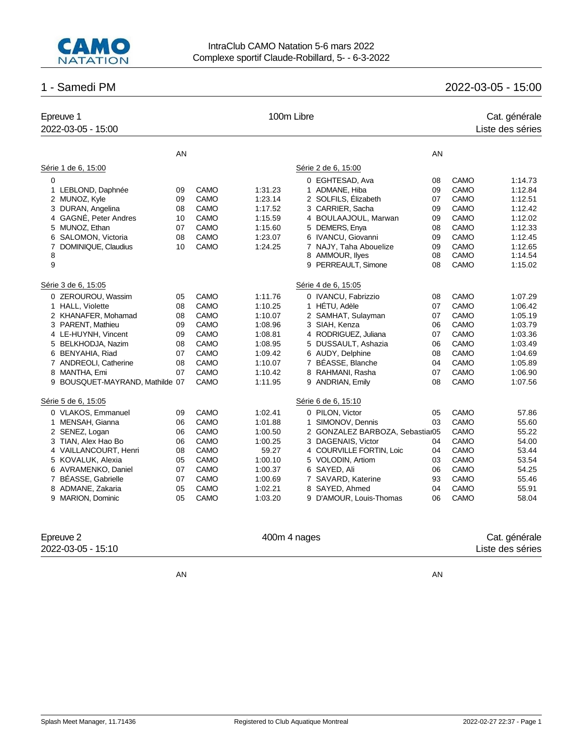IntraClub CAMO Natation 5-6 mars 2022
Complexe sportif Claude-Robillard, 5- - 6-3-2022

# 1 - Samedi PM

2022-03-05 - 15:00

## Epreuve 1 — 100m Libre

2022-03-05 - 15:00

Cat. générale
Liste des séries

### Série 1 de 6, 15:00

| | Nom | AN | Club | Temps |
|---|---|---|---|---|
| 0 | | | | |
| 1 | LEBLOND, Daphnée | 09 | CAMO | 1:31.23 |
| 2 | MUNOZ, Kyle | 09 | CAMO | 1:23.14 |
| 3 | DURAN, Angelina | 08 | CAMO | 1:17.52 |
| 4 | GAGNÉ, Peter Andres | 10 | CAMO | 1:15.59 |
| 5 | MUNOZ, Ethan | 07 | CAMO | 1:15.60 |
| 6 | SALOMON, Victoria | 08 | CAMO | 1:23.07 |
| 7 | DOMINIQUE, Claudius | 10 | CAMO | 1:24.25 |
| 8 | | | | |
| 9 | | | | |

### Série 2 de 6, 15:00

| | Nom | AN | Club | Temps |
|---|---|---|---|---|
| 0 | EGHTESAD, Ava | 08 | CAMO | 1:14.73 |
| 1 | ADMANE, Hiba | 09 | CAMO | 1:12.84 |
| 2 | SOLFILS, Élizabeth | 07 | CAMO | 1:12.51 |
| 3 | CARRIER, Sacha | 09 | CAMO | 1:12.42 |
| 4 | BOULAAJOUL, Marwan | 09 | CAMO | 1:12.02 |
| 5 | DEMERS, Enya | 08 | CAMO | 1:12.33 |
| 6 | IVANCU, Giovanni | 09 | CAMO | 1:12.45 |
| 7 | NAJY, Taha Abouelize | 09 | CAMO | 1:12.65 |
| 8 | AMMOUR, Ilyes | 08 | CAMO | 1:14.54 |
| 9 | PERREAULT, Simone | 08 | CAMO | 1:15.02 |

### Série 3 de 6, 15:05

| | Nom | AN | Club | Temps |
|---|---|---|---|---|
| 0 | ZEROUROU, Wassim | 05 | CAMO | 1:11.76 |
| 1 | HALL, Violette | 08 | CAMO | 1:10.25 |
| 2 | KHANAFER, Mohamad | 08 | CAMO | 1:10.07 |
| 3 | PARENT, Mathieu | 09 | CAMO | 1:08.96 |
| 4 | LE-HUYNH, Vincent | 09 | CAMO | 1:08.81 |
| 5 | BELKHODJA, Nazim | 08 | CAMO | 1:08.95 |
| 6 | BENYAHIA, Riad | 07 | CAMO | 1:09.42 |
| 7 | ANDREOLI, Catherine | 08 | CAMO | 1:10.07 |
| 8 | MANTHA, Emi | 07 | CAMO | 1:10.42 |
| 9 | BOUSQUET-MAYRAND, Mathilde | 07 | CAMO | 1:11.95 |

### Série 4 de 6, 15:05

| | Nom | AN | Club | Temps |
|---|---|---|---|---|
| 0 | IVANCU, Fabrizzio | 08 | CAMO | 1:07.29 |
| 1 | HÉTU, Adèle | 07 | CAMO | 1:06.42 |
| 2 | SAMHAT, Sulayman | 07 | CAMO | 1:05.19 |
| 3 | SIAH, Kenza | 06 | CAMO | 1:03.79 |
| 4 | RODRIGUEZ, Juliana | 07 | CAMO | 1:03.36 |
| 5 | DUSSAULT, Ashazia | 06 | CAMO | 1:03.49 |
| 6 | AUDY, Delphine | 08 | CAMO | 1:04.69 |
| 7 | BÉASSE, Blanche | 04 | CAMO | 1:05.89 |
| 8 | RAHMANI, Rasha | 07 | CAMO | 1:06.90 |
| 9 | ANDRIAN, Emily | 08 | CAMO | 1:07.56 |

### Série 5 de 6, 15:05

| | Nom | AN | Club | Temps |
|---|---|---|---|---|
| 0 | VLAKOS, Emmanuel | 09 | CAMO | 1:02.41 |
| 1 | MENSAH, Gianna | 06 | CAMO | 1:01.88 |
| 2 | SENEZ, Logan | 06 | CAMO | 1:00.50 |
| 3 | TIAN, Alex Hao Bo | 06 | CAMO | 1:00.25 |
| 4 | VAILLANCOURT, Henri | 08 | CAMO | 59.27 |
| 5 | KOVALUK, Alexia | 05 | CAMO | 1:00.10 |
| 6 | AVRAMENKO, Daniel | 07 | CAMO | 1:00.37 |
| 7 | BÉASSE, Gabrielle | 07 | CAMO | 1:00.69 |
| 8 | ADMANE, Zakaria | 05 | CAMO | 1:02.21 |
| 9 | MARION, Dominic | 05 | CAMO | 1:03.20 |

### Série 6 de 6, 15:10

| | Nom | AN | Club | Temps |
|---|---|---|---|---|
| 0 | PILON, Victor | 05 | CAMO | 57.86 |
| 1 | SIMONOV, Dennis | 03 | CAMO | 55.60 |
| 2 | GONZALEZ BARBOZA, Sebastian | 05 | CAMO | 55.22 |
| 3 | DAGENAIS, Victor | 04 | CAMO | 54.00 |
| 4 | COURVILLE FORTIN, Loic | 04 | CAMO | 53.44 |
| 5 | VOLODIN, Artiom | 03 | CAMO | 53.54 |
| 6 | SAYED, Ali | 06 | CAMO | 54.25 |
| 7 | SAVARD, Katerine | 93 | CAMO | 55.46 |
| 8 | SAYED, Ahmed | 04 | CAMO | 55.91 |
| 9 | D'AMOUR, Louis-Thomas | 06 | CAMO | 58.04 |

## Epreuve 2 — 400m 4 nages

2022-03-05 - 15:10

Cat. générale
Liste des séries

AN AN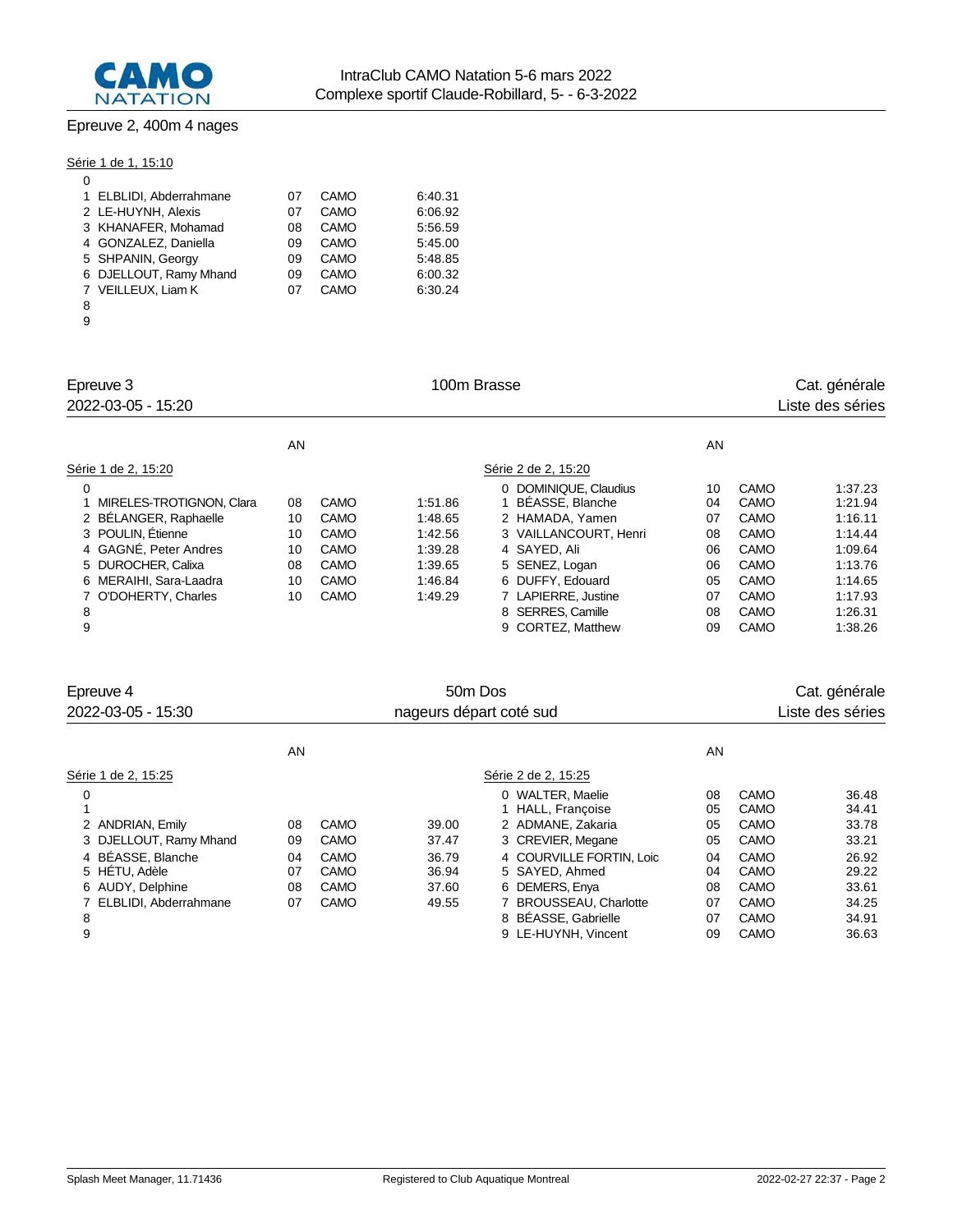## Epreuve 2, 400m 4 nages

Série 1 de 1, 15:10

| | Nom | AN | Club | Temps |
|---|---|---|---|---|
| 0 | | | | |
| 1 | ELBLIDI, Abderrahmane | 07 | CAMO | 6:40.31 |
| 2 | LE-HUYNH, Alexis | 07 | CAMO | 6:06.92 |
| 3 | KHANAFER, Mohamad | 08 | CAMO | 5:56.59 |
| 4 | GONZALEZ, Daniella | 09 | CAMO | 5:45.00 |
| 5 | SHPANIN, Georgy | 09 | CAMO | 5:48.85 |
| 6 | DJELLOUT, Ramy Mhand | 09 | CAMO | 6:00.32 |
| 7 | VEILLEUX, Liam K | 07 | CAMO | 6:30.24 |
| 8 | | | | |
| 9 | | | | |

## Epreuve 3 — 100m Brasse — Cat. générale

2022-03-05 - 15:20 — Liste des séries

Série 1 de 2, 15:20

| | Nom | AN | Club | Temps |
|---|---|---|---|---|
| 0 | | | | |
| 1 | MIRELES-TROTIGNON, Clara | 08 | CAMO | 1:51.86 |
| 2 | BÉLANGER, Raphaelle | 10 | CAMO | 1:48.65 |
| 3 | POULIN, Étienne | 10 | CAMO | 1:42.56 |
| 4 | GAGNÉ, Peter Andres | 10 | CAMO | 1:39.28 |
| 5 | DUROCHER, Calixa | 08 | CAMO | 1:39.65 |
| 6 | MERAIHI, Sara-Laadra | 10 | CAMO | 1:46.84 |
| 7 | O'DOHERTY, Charles | 10 | CAMO | 1:49.29 |
| 8 | | | | |
| 9 | | | | |

Série 2 de 2, 15:20

| | Nom | AN | Club | Temps |
|---|---|---|---|---|
| 0 | DOMINIQUE, Claudius | 10 | CAMO | 1:37.23 |
| 1 | BÉASSE, Blanche | 04 | CAMO | 1:21.94 |
| 2 | HAMADA, Yamen | 07 | CAMO | 1:16.11 |
| 3 | VAILLANCOURT, Henri | 08 | CAMO | 1:14.44 |
| 4 | SAYED, Ali | 06 | CAMO | 1:09.64 |
| 5 | SENEZ, Logan | 06 | CAMO | 1:13.76 |
| 6 | DUFFY, Edouard | 05 | CAMO | 1:14.65 |
| 7 | LAPIERRE, Justine | 07 | CAMO | 1:17.93 |
| 8 | SERRES, Camille | 08 | CAMO | 1:26.31 |
| 9 | CORTEZ, Matthew | 09 | CAMO | 1:38.26 |

## Epreuve 4 — 50m Dos — Cat. générale

2022-03-05 - 15:30 — nageurs départ coté sud — Liste des séries

Série 1 de 2, 15:25

| | Nom | AN | Club | Temps |
|---|---|---|---|---|
| 0 | | | | |
| 1 | | | | |
| 2 | ANDRIAN, Emily | 08 | CAMO | 39.00 |
| 3 | DJELLOUT, Ramy Mhand | 09 | CAMO | 37.47 |
| 4 | BÉASSE, Blanche | 04 | CAMO | 36.79 |
| 5 | HÉTU, Adèle | 07 | CAMO | 36.94 |
| 6 | AUDY, Delphine | 08 | CAMO | 37.60 |
| 7 | ELBLIDI, Abderrahmane | 07 | CAMO | 49.55 |
| 8 | | | | |
| 9 | | | | |

Série 2 de 2, 15:25

| | Nom | AN | Club | Temps |
|---|---|---|---|---|
| 0 | WALTER, Maelie | 08 | CAMO | 36.48 |
| 1 | HALL, Françoise | 05 | CAMO | 34.41 |
| 2 | ADMANE, Zakaria | 05 | CAMO | 33.78 |
| 3 | CREVIER, Megane | 05 | CAMO | 33.21 |
| 4 | COURVILLE FORTIN, Loic | 04 | CAMO | 26.92 |
| 5 | SAYED, Ahmed | 04 | CAMO | 29.22 |
| 6 | DEMERS, Enya | 08 | CAMO | 33.61 |
| 7 | BROUSSEAU, Charlotte | 07 | CAMO | 34.25 |
| 8 | BÉASSE, Gabrielle | 07 | CAMO | 34.91 |
| 9 | LE-HUYNH, Vincent | 09 | CAMO | 36.63 |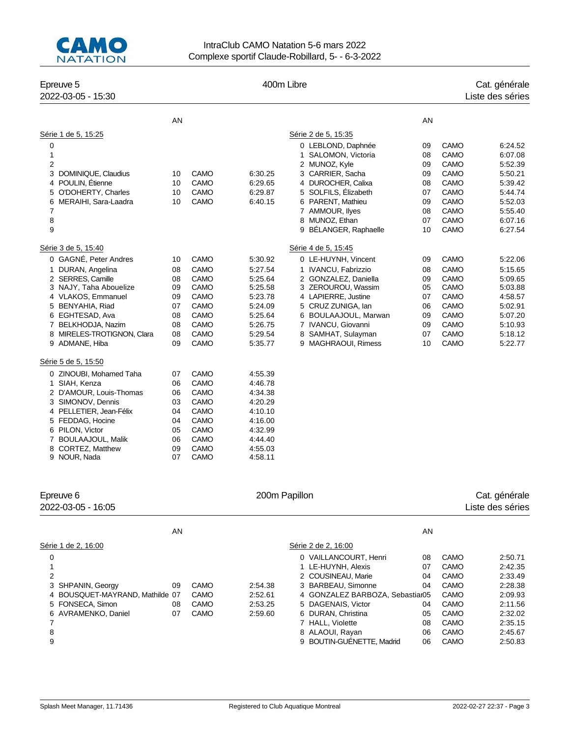# IntraClub CAMO Natation 5-6 mars 2022
Complexe sportif Claude-Robillard, 5- - 6-3-2022

## Epreuve 5 — 400m Libre — Cat. générale

2022-03-05 - 15:30 — Liste des séries

### Série 1 de 5, 15:25

| | Nom | AN | Club | Temps |
|---|---|---|---|---|
| 0 | | | | |
| 1 | | | | |
| 2 | | | | |
| 3 | DOMINIQUE, Claudius | 10 | CAMO | 6:30.25 |
| 4 | POULIN, Étienne | 10 | CAMO | 6:29.65 |
| 5 | O'DOHERTY, Charles | 10 | CAMO | 6:29.87 |
| 6 | MERAIHI, Sara-Laadra | 10 | CAMO | 6:40.15 |
| 7 | | | | |
| 8 | | | | |
| 9 | | | | |

### Série 2 de 5, 15:35

| | Nom | AN | Club | Temps |
|---|---|---|---|---|
| 0 | LEBLOND, Daphnée | 09 | CAMO | 6:24.52 |
| 1 | SALOMON, Victoria | 08 | CAMO | 6:07.08 |
| 2 | MUNOZ, Kyle | 09 | CAMO | 5:52.39 |
| 3 | CARRIER, Sacha | 09 | CAMO | 5:50.21 |
| 4 | DUROCHER, Calixa | 08 | CAMO | 5:39.42 |
| 5 | SOLFILS, Élizabeth | 07 | CAMO | 5:44.74 |
| 6 | PARENT, Mathieu | 09 | CAMO | 5:52.03 |
| 7 | AMMOUR, Ilyes | 08 | CAMO | 5:55.40 |
| 8 | MUNOZ, Ethan | 07 | CAMO | 6:07.16 |
| 9 | BÉLANGER, Raphaelle | 10 | CAMO | 6:27.54 |

### Série 3 de 5, 15:40

| | Nom | AN | Club | Temps |
|---|---|---|---|---|
| 0 | GAGNÉ, Peter Andres | 10 | CAMO | 5:30.92 |
| 1 | DURAN, Angelina | 08 | CAMO | 5:27.54 |
| 2 | SERRES, Camille | 08 | CAMO | 5:25.64 |
| 3 | NAJY, Taha Abouelize | 09 | CAMO | 5:25.58 |
| 4 | VLAKOS, Emmanuel | 09 | CAMO | 5:23.78 |
| 5 | BENYAHIA, Riad | 07 | CAMO | 5:24.09 |
| 6 | EGHTESAD, Ava | 08 | CAMO | 5:25.64 |
| 7 | BELKHODJA, Nazim | 08 | CAMO | 5:26.75 |
| 8 | MIRELES-TROTIGNON, Clara | 08 | CAMO | 5:29.54 |
| 9 | ADMANE, Hiba | 09 | CAMO | 5:35.77 |

### Série 4 de 5, 15:45

| | Nom | AN | Club | Temps |
|---|---|---|---|---|
| 0 | LE-HUYNH, Vincent | 09 | CAMO | 5:22.06 |
| 1 | IVANCU, Fabrizzio | 08 | CAMO | 5:15.65 |
| 2 | GONZALEZ, Daniella | 09 | CAMO | 5:09.65 |
| 3 | ZEROUROU, Wassim | 05 | CAMO | 5:03.88 |
| 4 | LAPIERRE, Justine | 07 | CAMO | 4:58.57 |
| 5 | CRUZ ZUNIGA, Ian | 06 | CAMO | 5:02.91 |
| 6 | BOULAAJOUL, Marwan | 09 | CAMO | 5:07.20 |
| 7 | IVANCU, Giovanni | 09 | CAMO | 5:10.93 |
| 8 | SAMHAT, Sulayman | 07 | CAMO | 5:18.12 |
| 9 | MAGHRAOUI, Rimess | 10 | CAMO | 5:22.77 |

### Série 5 de 5, 15:50

| | Nom | AN | Club | Temps |
|---|---|---|---|---|
| 0 | ZINOUBI, Mohamed Taha | 07 | CAMO | 4:55.39 |
| 1 | SIAH, Kenza | 06 | CAMO | 4:46.78 |
| 2 | D'AMOUR, Louis-Thomas | 06 | CAMO | 4:34.38 |
| 3 | SIMONOV, Dennis | 03 | CAMO | 4:20.29 |
| 4 | PELLETIER, Jean-Félix | 04 | CAMO | 4:10.10 |
| 5 | FEDDAG, Hocine | 04 | CAMO | 4:16.00 |
| 6 | PILON, Victor | 05 | CAMO | 4:32.99 |
| 7 | BOULAAJOUL, Malik | 06 | CAMO | 4:44.40 |
| 8 | CORTEZ, Matthew | 09 | CAMO | 4:55.03 |
| 9 | NOUR, Nada | 07 | CAMO | 4:58.11 |

## Epreuve 6 — 200m Papillon — Cat. générale

2022-03-05 - 16:05 — Liste des séries

### Série 1 de 2, 16:00

| | Nom | AN | Club | Temps |
|---|---|---|---|---|
| 0 | | | | |
| 1 | | | | |
| 2 | | | | |
| 3 | SHPANIN, Georgy | 09 | CAMO | 2:54.38 |
| 4 | BOUSQUET-MAYRAND, Mathilde | 07 | CAMO | 2:52.61 |
| 5 | FONSECA, Simon | 08 | CAMO | 2:53.25 |
| 6 | AVRAMENKO, Daniel | 07 | CAMO | 2:59.60 |
| 7 | | | | |
| 8 | | | | |
| 9 | | | | |

### Série 2 de 2, 16:00

| | Nom | AN | Club | Temps |
|---|---|---|---|---|
| 0 | VAILLANCOURT, Henri | 08 | CAMO | 2:50.71 |
| 1 | LE-HUYNH, Alexis | 07 | CAMO | 2:42.35 |
| 2 | COUSINEAU, Marie | 04 | CAMO | 2:33.49 |
| 3 | BARBEAU, Simonne | 04 | CAMO | 2:28.38 |
| 4 | GONZALEZ BARBOZA, Sebastian | 05 | CAMO | 2:09.93 |
| 5 | DAGENAIS, Victor | 04 | CAMO | 2:11.56 |
| 6 | DURAN, Christina | 05 | CAMO | 2:32.02 |
| 7 | HALL, Violette | 08 | CAMO | 2:35.15 |
| 8 | ALAOUI, Rayan | 06 | CAMO | 2:45.67 |
| 9 | BOUTIN-GUÉNETTE, Madrid | 06 | CAMO | 2:50.83 |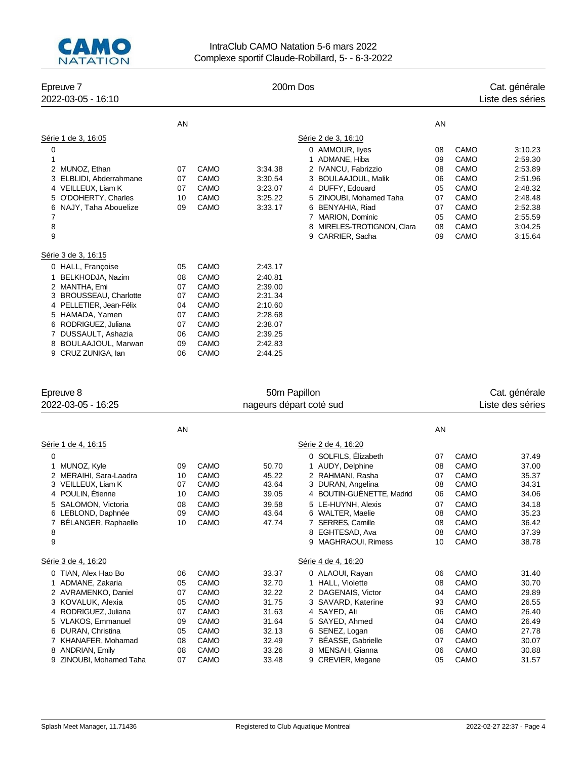IntraClub CAMO Natation 5-6 mars 2022
Complexe sportif Claude-Robillard, 5- - 6-3-2022

## Epreuve 7 — 200m Dos — Cat. générale

2022-03-05 - 16:10 — Liste des séries

**Série 1 de 3, 16:05**

| | Nom | AN | Club | Temps |
|---|---|---|---|---|
| 0 | | | | |
| 1 | | | | |
| 2 | MUNOZ, Ethan | 07 | CAMO | 3:34.38 |
| 3 | ELBLIDI, Abderrahmane | 07 | CAMO | 3:30.54 |
| 4 | VEILLEUX, Liam K | 07 | CAMO | 3:23.07 |
| 5 | O'DOHERTY, Charles | 10 | CAMO | 3:25.22 |
| 6 | NAJY, Taha Abouelize | 09 | CAMO | 3:33.17 |
| 7 | | | | |
| 8 | | | | |
| 9 | | | | |

**Série 2 de 3, 16:10**

| | Nom | AN | Club | Temps |
|---|---|---|---|---|
| 0 | AMMOUR, Ilyes | 08 | CAMO | 3:10.23 |
| 1 | ADMANE, Hiba | 09 | CAMO | 2:59.30 |
| 2 | IVANCU, Fabrizzio | 08 | CAMO | 2:53.89 |
| 3 | BOULAAJOUL, Malik | 06 | CAMO | 2:51.96 |
| 4 | DUFFY, Edouard | 05 | CAMO | 2:48.32 |
| 5 | ZINOUBI, Mohamed Taha | 07 | CAMO | 2:48.48 |
| 6 | BENYAHIA, Riad | 07 | CAMO | 2:52.38 |
| 7 | MARION, Dominic | 05 | CAMO | 2:55.59 |
| 8 | MIRELES-TROTIGNON, Clara | 08 | CAMO | 3:04.25 |
| 9 | CARRIER, Sacha | 09 | CAMO | 3:15.64 |

**Série 3 de 3, 16:15**

| | Nom | AN | Club | Temps |
|---|---|---|---|---|
| 0 | HALL, Françoise | 05 | CAMO | 2:43.17 |
| 1 | BELKHODJA, Nazim | 08 | CAMO | 2:40.81 |
| 2 | MANTHA, Emi | 07 | CAMO | 2:39.00 |
| 3 | BROUSSEAU, Charlotte | 07 | CAMO | 2:31.34 |
| 4 | PELLETIER, Jean-Félix | 04 | CAMO | 2:10.60 |
| 5 | HAMADA, Yamen | 07 | CAMO | 2:28.68 |
| 6 | RODRIGUEZ, Juliana | 07 | CAMO | 2:38.07 |
| 7 | DUSSAULT, Ashazia | 06 | CAMO | 2:39.25 |
| 8 | BOULAAJOUL, Marwan | 09 | CAMO | 2:42.83 |
| 9 | CRUZ ZUNIGA, Ian | 06 | CAMO | 2:44.25 |

## Epreuve 8 — 50m Papillon — Cat. générale

2022-03-05 - 16:25 — nageurs départ coté sud — Liste des séries

**Série 1 de 4, 16:15**

| | Nom | AN | Club | Temps |
|---|---|---|---|---|
| 0 | | | | |
| 1 | MUNOZ, Kyle | 09 | CAMO | 50.70 |
| 2 | MERAIHI, Sara-Laadra | 10 | CAMO | 45.22 |
| 3 | VEILLEUX, Liam K | 07 | CAMO | 43.64 |
| 4 | POULIN, Étienne | 10 | CAMO | 39.05 |
| 5 | SALOMON, Victoria | 08 | CAMO | 39.58 |
| 6 | LEBLOND, Daphnée | 09 | CAMO | 43.64 |
| 7 | BÉLANGER, Raphaelle | 10 | CAMO | 47.74 |
| 8 | | | | |
| 9 | | | | |

**Série 2 de 4, 16:20**

| | Nom | AN | Club | Temps |
|---|---|---|---|---|
| 0 | SOLFILS, Élizabeth | 07 | CAMO | 37.49 |
| 1 | AUDY, Delphine | 08 | CAMO | 37.00 |
| 2 | RAHMANI, Rasha | 07 | CAMO | 35.37 |
| 3 | DURAN, Angelina | 08 | CAMO | 34.31 |
| 4 | BOUTIN-GUÉNETTE, Madrid | 06 | CAMO | 34.06 |
| 5 | LE-HUYNH, Alexis | 07 | CAMO | 34.18 |
| 6 | WALTER, Maelie | 08 | CAMO | 35.23 |
| 7 | SERRES, Camille | 08 | CAMO | 36.42 |
| 8 | EGHTESAD, Ava | 08 | CAMO | 37.39 |
| 9 | MAGHRAOUI, Rimess | 10 | CAMO | 38.78 |

**Série 3 de 4, 16:20**

| | Nom | AN | Club | Temps |
|---|---|---|---|---|
| 0 | TIAN, Alex Hao Bo | 06 | CAMO | 33.37 |
| 1 | ADMANE, Zakaria | 05 | CAMO | 32.70 |
| 2 | AVRAMENKO, Daniel | 07 | CAMO | 32.22 |
| 3 | KOVALUK, Alexia | 05 | CAMO | 31.75 |
| 4 | RODRIGUEZ, Juliana | 07 | CAMO | 31.63 |
| 5 | VLAKOS, Emmanuel | 09 | CAMO | 31.64 |
| 6 | DURAN, Christina | 05 | CAMO | 32.13 |
| 7 | KHANAFER, Mohamad | 08 | CAMO | 32.49 |
| 8 | ANDRIAN, Emily | 08 | CAMO | 33.26 |
| 9 | ZINOUBI, Mohamed Taha | 07 | CAMO | 33.48 |

**Série 4 de 4, 16:20**

| | Nom | AN | Club | Temps |
|---|---|---|---|---|
| 0 | ALAOUI, Rayan | 06 | CAMO | 31.40 |
| 1 | HALL, Violette | 08 | CAMO | 30.70 |
| 2 | DAGENAIS, Victor | 04 | CAMO | 29.89 |
| 3 | SAVARD, Katerine | 93 | CAMO | 26.55 |
| 4 | SAYED, Ali | 06 | CAMO | 26.40 |
| 5 | SAYED, Ahmed | 04 | CAMO | 26.49 |
| 6 | SENEZ, Logan | 06 | CAMO | 27.78 |
| 7 | BÉASSE, Gabrielle | 07 | CAMO | 30.07 |
| 8 | MENSAH, Gianna | 06 | CAMO | 30.88 |
| 9 | CREVIER, Megane | 05 | CAMO | 31.57 |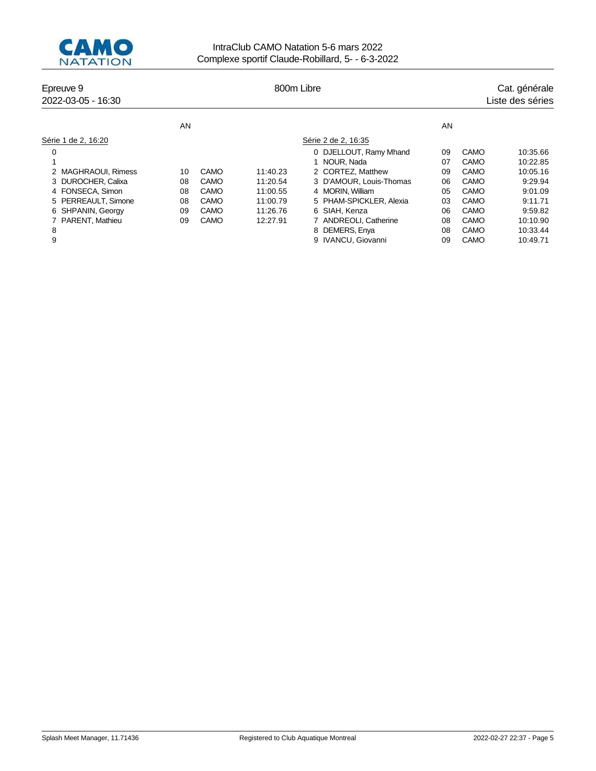IntraClub CAMO Natation 5-6 mars 2022
Complexe sportif Claude-Robillard, 5- - 6-3-2022

Epreuve 9 — 800m Libre — Cat. générale
2022-03-05 - 16:30 — Liste des séries

**Série 1 de 2, 16:20**

| | | AN | | |
|---|---|---|---|---|
| 0 | | | | |
| 1 | | | | |
| 2 | MAGHRAOUI, Rimess | 10 | CAMO | 11:40.23 |
| 3 | DUROCHER, Calixa | 08 | CAMO | 11:20.54 |
| 4 | FONSECA, Simon | 08 | CAMO | 11:00.55 |
| 5 | PERREAULT, Simone | 08 | CAMO | 11:00.79 |
| 6 | SHPANIN, Georgy | 09 | CAMO | 11:26.76 |
| 7 | PARENT, Mathieu | 09 | CAMO | 12:27.91 |
| 8 | | | | |
| 9 | | | | |

**Série 2 de 2, 16:35**

| | | AN | | |
|---|---|---|---|---|
| 0 | DJELLOUT, Ramy Mhand | 09 | CAMO | 10:35.66 |
| 1 | NOUR, Nada | 07 | CAMO | 10:22.85 |
| 2 | CORTEZ, Matthew | 09 | CAMO | 10:05.16 |
| 3 | D'AMOUR, Louis-Thomas | 06 | CAMO | 9:29.94 |
| 4 | MORIN, William | 05 | CAMO | 9:01.09 |
| 5 | PHAM-SPICKLER, Alexia | 03 | CAMO | 9:11.71 |
| 6 | SIAH, Kenza | 06 | CAMO | 9:59.82 |
| 7 | ANDREOLI, Catherine | 08 | CAMO | 10:10.90 |
| 8 | DEMERS, Enya | 08 | CAMO | 10:33.44 |
| 9 | IVANCU, Giovanni | 09 | CAMO | 10:49.71 |